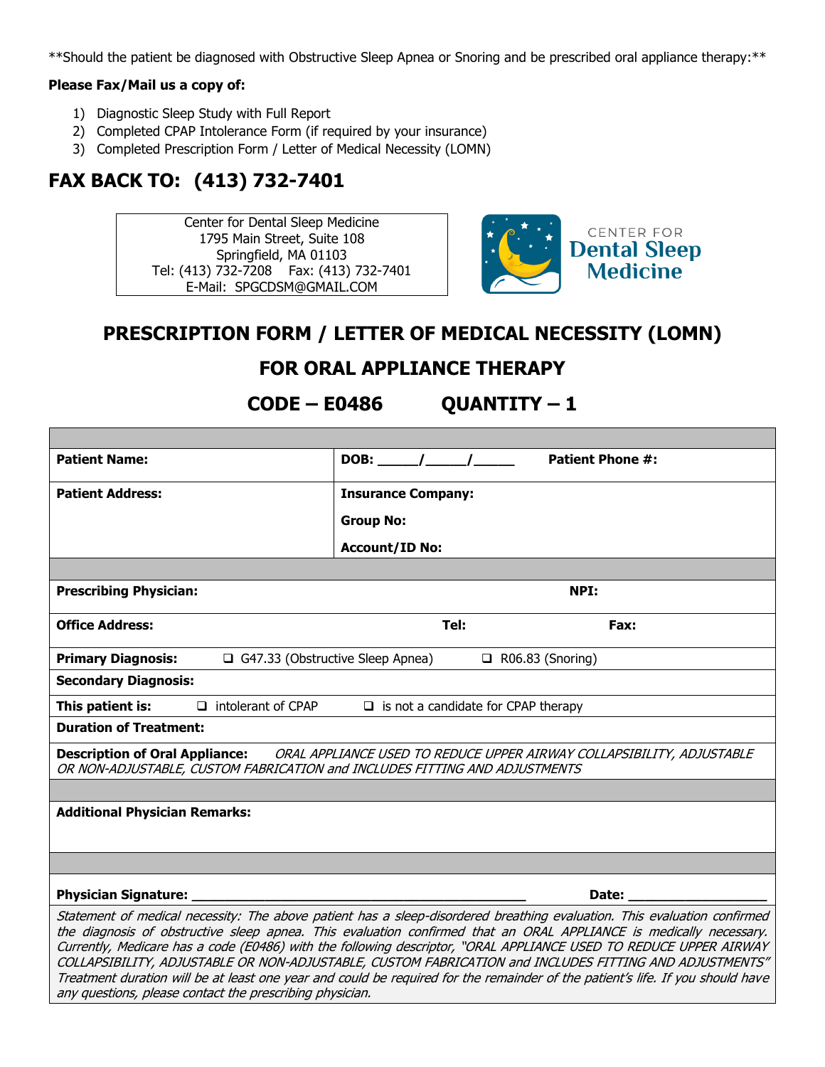\*\*Should the patient be diagnosed with Obstructive Sleep Apnea or Snoring and be prescribed oral appliance therapy:\*\*

**Please Fax/Mail us a copy of:**

1) Diagnostic Sleep Study with Full Report
2) Completed CPAP Intolerance Form (if required by your insurance)
3) Completed Prescription Form / Letter of Medical Necessity (LOMN)

## FAX BACK TO: (413) 732-7401

Center for Dental Sleep Medicine
1795 Main Street, Suite 108
Springfield, MA 01103
Tel: (413) 732-7208 Fax: (413) 732-7401
E-Mail: SPGCDSM@GMAIL.COM

CENTER FOR Dental Sleep Medicine

# PRESCRIPTION FORM / LETTER OF MEDICAL NECESSITY (LOMN)

## FOR ORAL APPLIANCE THERAPY

## CODE – E0486 QUANTITY – 1

| | |
|---|---|
| **Patient Name:** | **DOB:** \_\_\_\_\_/\_\_\_\_\_/\_\_\_\_\_ **Patient Phone #:** |
| **Patient Address:** | **Insurance Company:**<br>**Group No:**<br>**Account/ID No:** |
| **Prescribing Physician:** | **NPI:** |
| **Office Address:** | **Tel:** **Fax:** |
| **Primary Diagnosis:** ❑ G47.33 (Obstructive Sleep Apnea) ❑ R06.83 (Snoring) | |
| **Secondary Diagnosis:** | |
| **This patient is:** ❑ intolerant of CPAP ❑ is not a candidate for CPAP therapy | |
| **Duration of Treatment:** | |
| **Description of Oral Appliance:** *ORAL APPLIANCE USED TO REDUCE UPPER AIRWAY COLLAPSIBILITY, ADJUSTABLE OR NON-ADJUSTABLE, CUSTOM FABRICATION and INCLUDES FITTING AND ADJUSTMENTS* | |
| **Additional Physician Remarks:** | |
| **Physician Signature:** \_\_\_\_\_\_\_\_\_\_\_\_\_\_\_\_\_\_\_\_\_\_\_\_\_\_\_\_\_\_\_\_\_\_\_\_\_\_\_\_\_\_\_\_ | **Date:** \_\_\_\_\_\_\_\_\_\_\_\_\_\_\_\_\_\_ |

*Statement of medical necessity: The above patient has a sleep-disordered breathing evaluation. This evaluation confirmed the diagnosis of obstructive sleep apnea. This evaluation confirmed that an ORAL APPLIANCE is medically necessary. Currently, Medicare has a code (E0486) with the following descriptor, "ORAL APPLIANCE USED TO REDUCE UPPER AIRWAY COLLAPSIBILITY, ADJUSTABLE OR NON-ADJUSTABLE, CUSTOM FABRICATION and INCLUDES FITTING AND ADJUSTMENTS" Treatment duration will be at least one year and could be required for the remainder of the patient's life. If you should have any questions, please contact the prescribing physician.*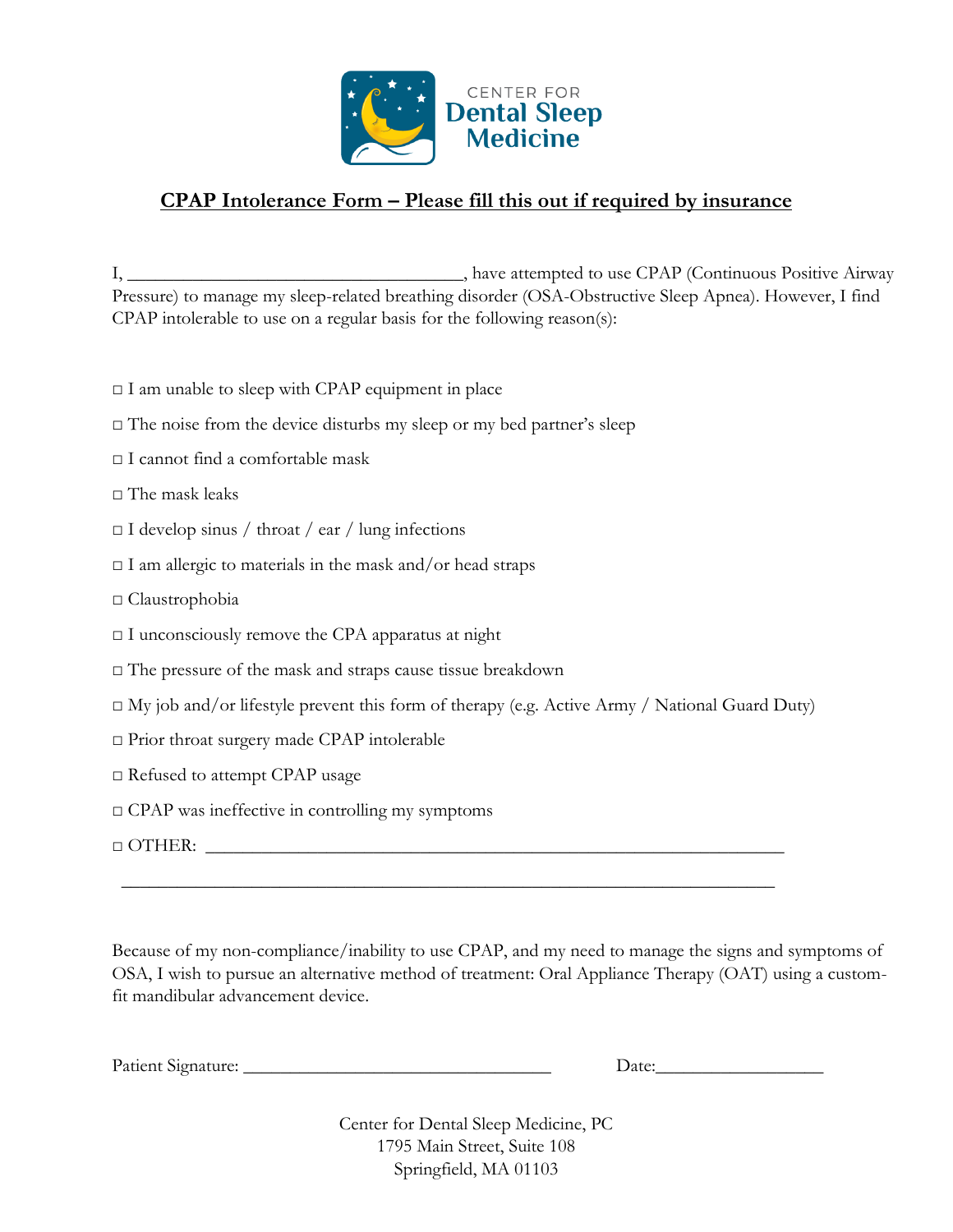CENTER FOR
Dental Sleep
Medicine

**<u>CPAP Intolerance Form – Please fill this out if required by insurance</u>**

I, ___________________________________, have attempted to use CPAP (Continuous Positive Airway Pressure) to manage my sleep-related breathing disorder (OSA-Obstructive Sleep Apnea). However, I find CPAP intolerable to use on a regular basis for the following reason(s):

□ I am unable to sleep with CPAP equipment in place

□ The noise from the device disturbs my sleep or my bed partner's sleep

□ I cannot find a comfortable mask

□ The mask leaks

□ I develop sinus / throat / ear / lung infections

□ I am allergic to materials in the mask and/or head straps

□ Claustrophobia

□ I unconsciously remove the CPA apparatus at night

□ The pressure of the mask and straps cause tissue breakdown

□ My job and/or lifestyle prevent this form of therapy (e.g. Active Army / National Guard Duty)

□ Prior throat surgery made CPAP intolerable

□ Refused to attempt CPAP usage

□ CPAP was ineffective in controlling my symptoms

□ OTHER: ________________________________________________________________

________________________________________________________________________

Because of my non-compliance/inability to use CPAP, and my need to manage the signs and symptoms of OSA, I wish to pursue an alternative method of treatment: Oral Appliance Therapy (OAT) using a custom-fit mandibular advancement device.

Patient Signature: _________________________________ Date:_________________

Center for Dental Sleep Medicine, PC
1795 Main Street, Suite 108
Springfield, MA 01103